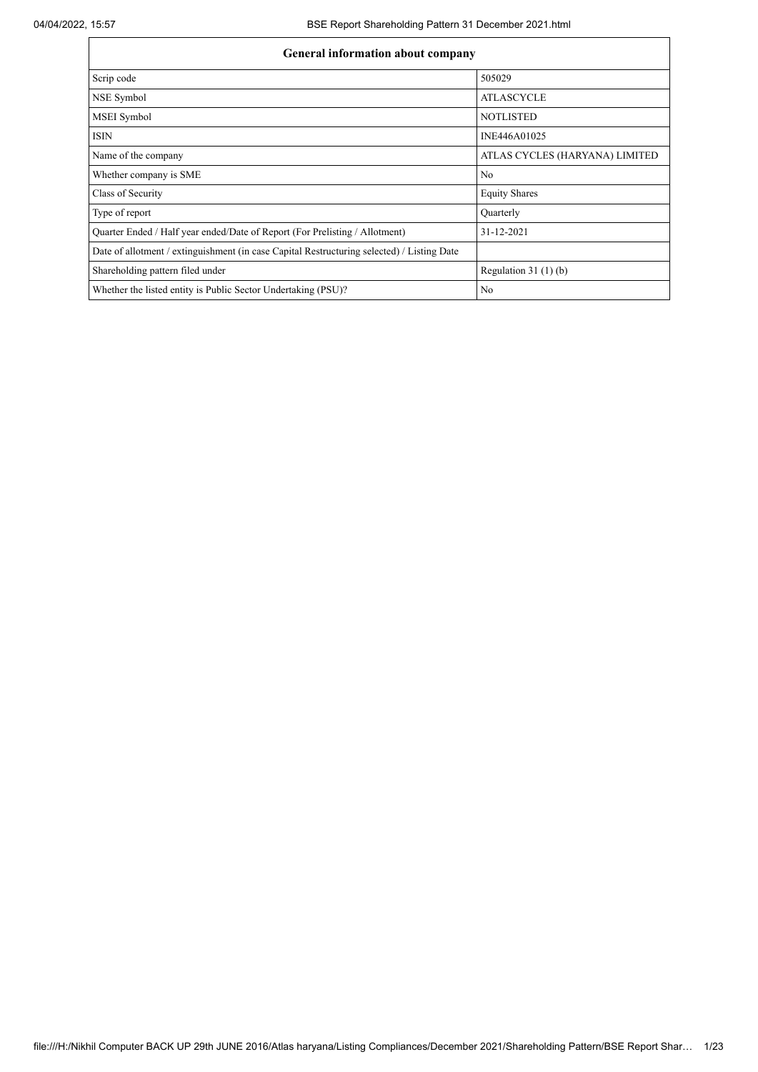| General information about company | |
|---|---|
| Scrip code | 505029 |
| NSE Symbol | ATLASCYCLE |
| MSEI Symbol | NOTLISTED |
| ISIN | INE446A01025 |
| Name of the company | ATLAS CYCLES (HARYANA) LIMITED |
| Whether company is SME | No |
| Class of Security | Equity Shares |
| Type of report | Quarterly |
| Quarter Ended / Half year ended/Date of Report (For Prelisting / Allotment) | 31-12-2021 |
| Date of allotment / extinguishment (in case Capital Restructuring selected) / Listing Date | |
| Shareholding pattern filed under | Regulation 31 (1) (b) |
| Whether the listed entity is Public Sector Undertaking (PSU)? | No |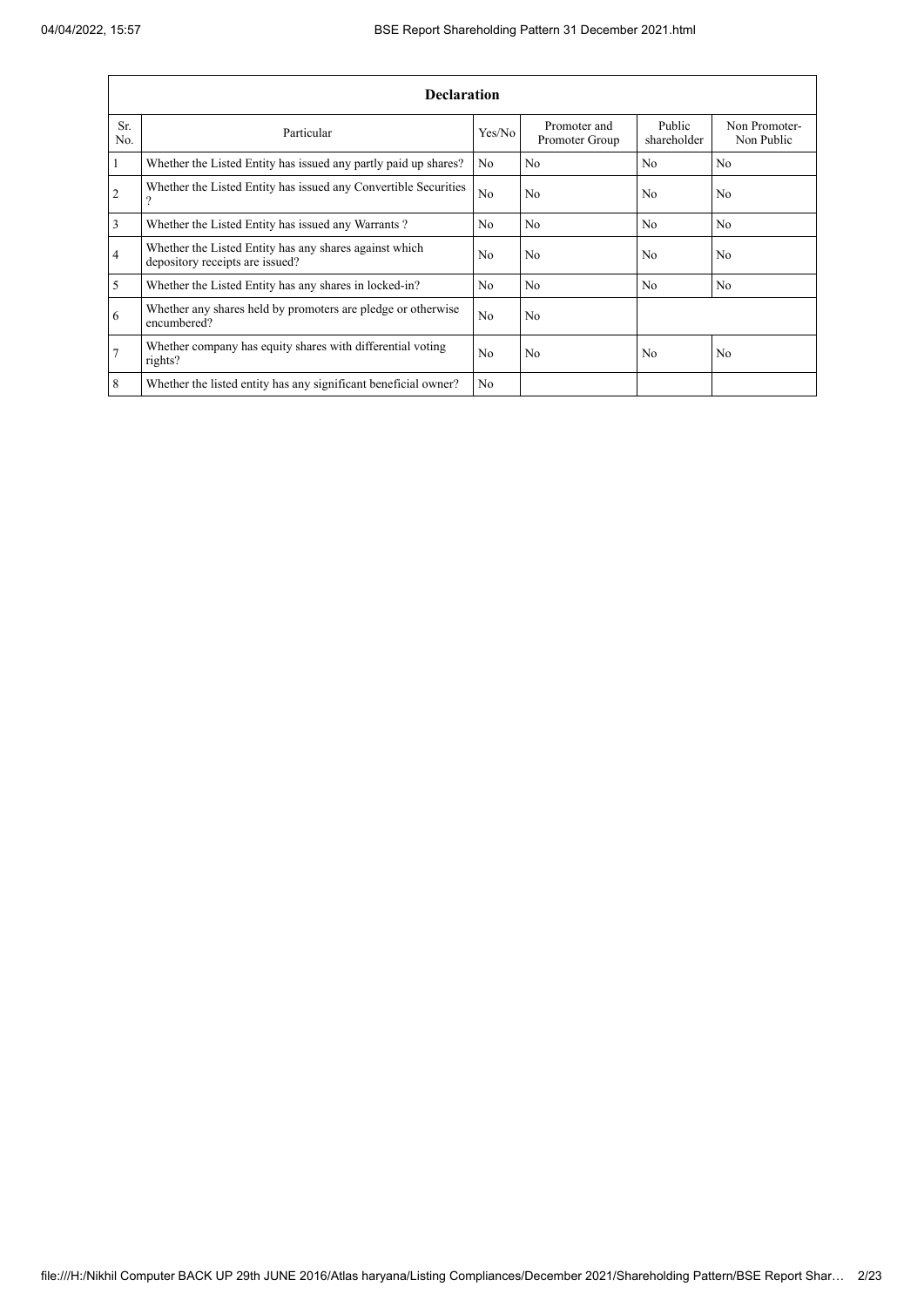| Declaration | | | | | |
|---|---|---|---|---|---|
| Sr. No. | Particular | Yes/No | Promoter and Promoter Group | Public shareholder | Non Promoter- Non Public |
| 1 | Whether the Listed Entity has issued any partly paid up shares? | No | No | No | No |
| 2 | Whether the Listed Entity has issued any Convertible Securities ? | No | No | No | No |
| 3 | Whether the Listed Entity has issued any Warrants ? | No | No | No | No |
| 4 | Whether the Listed Entity has any shares against which depository receipts are issued? | No | No | No | No |
| 5 | Whether the Listed Entity has any shares in locked-in? | No | No | No | No |
| 6 | Whether any shares held by promoters are pledge or otherwise encumbered? | No | No | | |
| 7 | Whether company has equity shares with differential voting rights? | No | No | No | No |
| 8 | Whether the listed entity has any significant beneficial owner? | No | | | |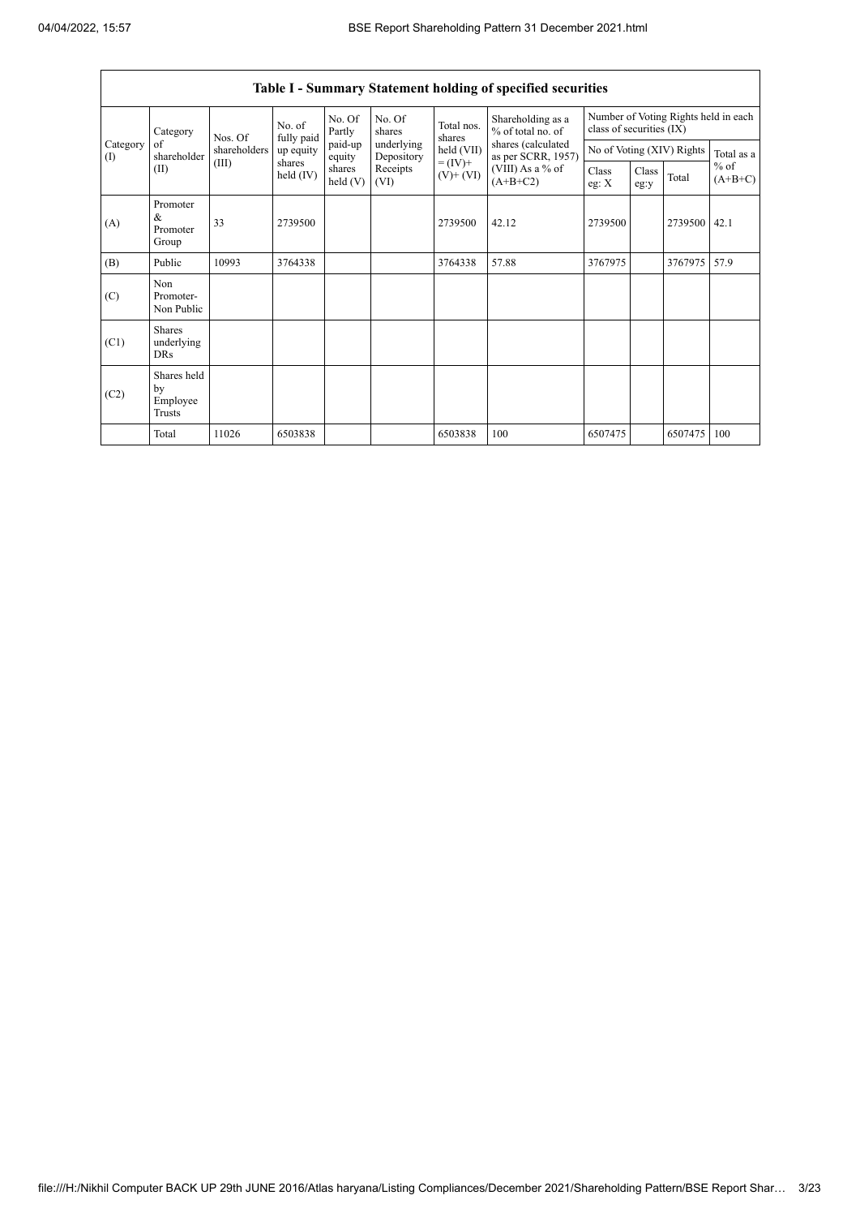## Table I - Summary Statement holding of specified securities

| Category (I) | Category of shareholder (II) | Nos. Of shareholders (III) | No. of fully paid up equity shares held (IV) | No. Of Partly paid-up equity shares held (V) | No. Of shares underlying Depository Receipts (VI) | Total nos. shares held (VII) = (IV)+ (V)+ (VI) | Shareholding as a % of total no. of shares (calculated as per SCRR, 1957) (VIII) As a % of (A+B+C2) | Number of Voting Rights held in each class of securities (IX) | | | |
|---|---|---|---|---|---|---|---|---|---|---|---|
| | | | | | | | | No of Voting (XIV) Rights | | | Total as a % of (A+B+C) |
| | | | | | | | | Class eg: X | Class eg:y | Total | |
| (A) | Promoter & Promoter Group | 33 | 2739500 | | | 2739500 | 42.12 | 2739500 | | 2739500 | 42.1 |
| (B) | Public | 10993 | 3764338 | | | 3764338 | 57.88 | 3767975 | | 3767975 | 57.9 |
| (C) | Non Promoter- Non Public | | | | | | | | | | |
| (C1) | Shares underlying DRs | | | | | | | | | | |
| (C2) | Shares held by Employee Trusts | | | | | | | | | | |
| | Total | 11026 | 6503838 | | | 6503838 | 100 | 6507475 | | 6507475 | 100 |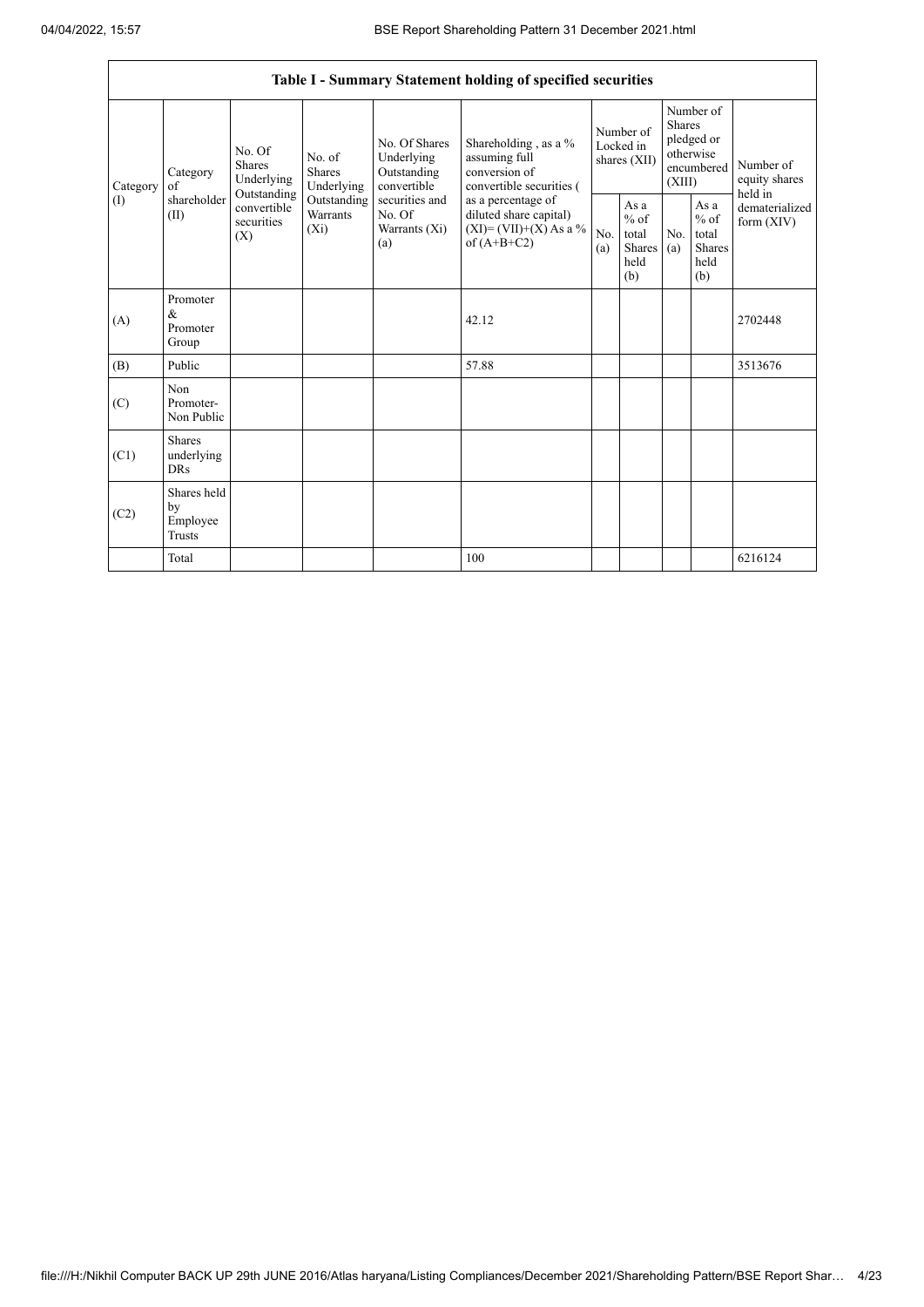| Table I - Summary Statement holding of specified securities | | | | | | | | | | |
|---|---|---|---|---|---|---|---|---|---|---|
| Category (I) | Category of shareholder (II) | No. Of Shares Underlying Outstanding convertible securities (X) | No. of Shares Underlying Outstanding Warrants (Xi) | No. Of Shares Underlying Outstanding convertible securities and No. Of Warrants (Xi) (a) | Shareholding , as a % assuming full conversion of convertible securities ( as a percentage of diluted share capital) (XI)= (VII)+(X) As a % of (A+B+C2) | Number of Locked in shares (XII) | | Number of Shares pledged or otherwise encumbered (XIII) | | Number of equity shares held in dematerialized form (XIV) |
| | | | | | | No. (a) | As a % of total Shares held (b) | No. (a) | As a % of total Shares held (b) | |
| (A) | Promoter & Promoter Group | | | | 42.12 | | | | | 2702448 |
| (B) | Public | | | | 57.88 | | | | | 3513676 |
| (C) | Non Promoter- Non Public | | | | | | | | | |
| (C1) | Shares underlying DRs | | | | | | | | | |
| (C2) | Shares held by Employee Trusts | | | | | | | | | |
| | Total | | | | 100 | | | | | 6216124 |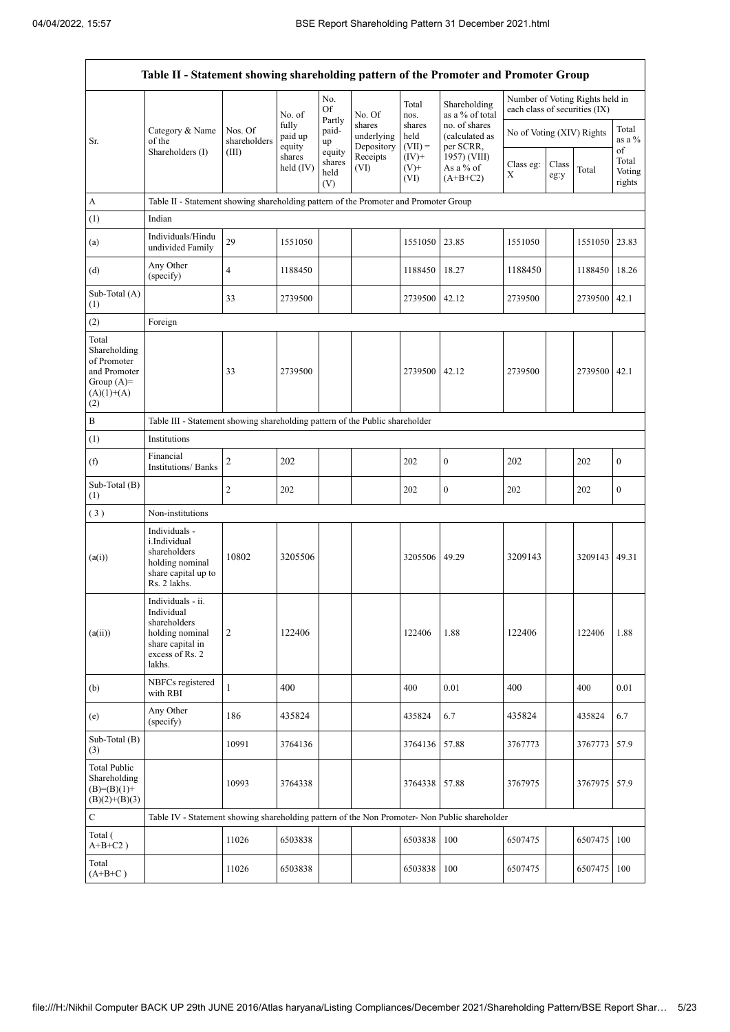| Table II - Statement showing shareholding pattern of the Promoter and Promoter Group | | | | | | | | | | | | |
|---|---|---|---|---|---|---|---|---|---|---|---|---|
| Sr. | Category & Name of the Shareholders (I) | Nos. Of shareholders (III) | No. of fully paid up equity shares held (IV) | No. Of Partly paid-up equity shares held (V) | No. Of shares underlying Depository Receipts (VI) | Total nos. shares held (VII) = (IV)+ (V)+ (VI) | Shareholding as a % of total no. of shares (calculated as per SCRR, 1957) (VIII) As a % of (A+B+C2) | Number of Voting Rights held in each class of securities (IX) | | | |
| | | | | | | | | No of Voting (XIV) Rights | | | Total as a % of Total Voting rights |
| | | | | | | | | Class eg: X | Class eg:y | Total | |
| A | Table II - Statement showing shareholding pattern of the Promoter and Promoter Group | | | | | | | | | | |
| (1) | Indian | | | | | | | | | | |
| (a) | Individuals/Hindu undivided Family | 29 | 1551050 | | | 1551050 | 23.85 | 1551050 | | 1551050 | 23.83 |
| (d) | Any Other (specify) | 4 | 1188450 | | | 1188450 | 18.27 | 1188450 | | 1188450 | 18.26 |
| Sub-Total (A) (1) | | 33 | 2739500 | | | 2739500 | 42.12 | 2739500 | | 2739500 | 42.1 |
| (2) | Foreign | | | | | | | | | | |
| Total Shareholding of Promoter and Promoter Group (A)= (A)(1)+(A)(2) | | 33 | 2739500 | | | 2739500 | 42.12 | 2739500 | | 2739500 | 42.1 |
| B | Table III - Statement showing shareholding pattern of the Public shareholder | | | | | | | | | | |
| (1) | Institutions | | | | | | | | | | |
| (f) | Financial Institutions/ Banks | 2 | 202 | | | 202 | 0 | 202 | | 202 | 0 |
| Sub-Total (B) (1) | | 2 | 202 | | | 202 | 0 | 202 | | 202 | 0 |
| (3) | Non-institutions | | | | | | | | | | |
| (a(i)) | Individuals - i.Individual shareholders holding nominal share capital up to Rs. 2 lakhs. | 10802 | 3205506 | | | 3205506 | 49.29 | 3209143 | | 3209143 | 49.31 |
| (a(ii)) | Individuals - ii. Individual shareholders holding nominal share capital in excess of Rs. 2 lakhs. | 2 | 122406 | | | 122406 | 1.88 | 122406 | | 122406 | 1.88 |
| (b) | NBFCs registered with RBI | 1 | 400 | | | 400 | 0.01 | 400 | | 400 | 0.01 |
| (e) | Any Other (specify) | 186 | 435824 | | | 435824 | 6.7 | 435824 | | 435824 | 6.7 |
| Sub-Total (B) (3) | | 10991 | 3764136 | | | 3764136 | 57.88 | 3767773 | | 3767773 | 57.9 |
| Total Public Shareholding (B)=(B)(1)+(B)(2)+(B)(3) | | 10993 | 3764338 | | | 3764338 | 57.88 | 3767975 | | 3767975 | 57.9 |
| C | Table IV - Statement showing shareholding pattern of the Non Promoter- Non Public shareholder | | | | | | | | | | |
| Total ( A+B+C2 ) | | 11026 | 6503838 | | | 6503838 | 100 | 6507475 | | 6507475 | 100 |
| Total (A+B+C ) | | 11026 | 6503838 | | | 6503838 | 100 | 6507475 | | 6507475 | 100 |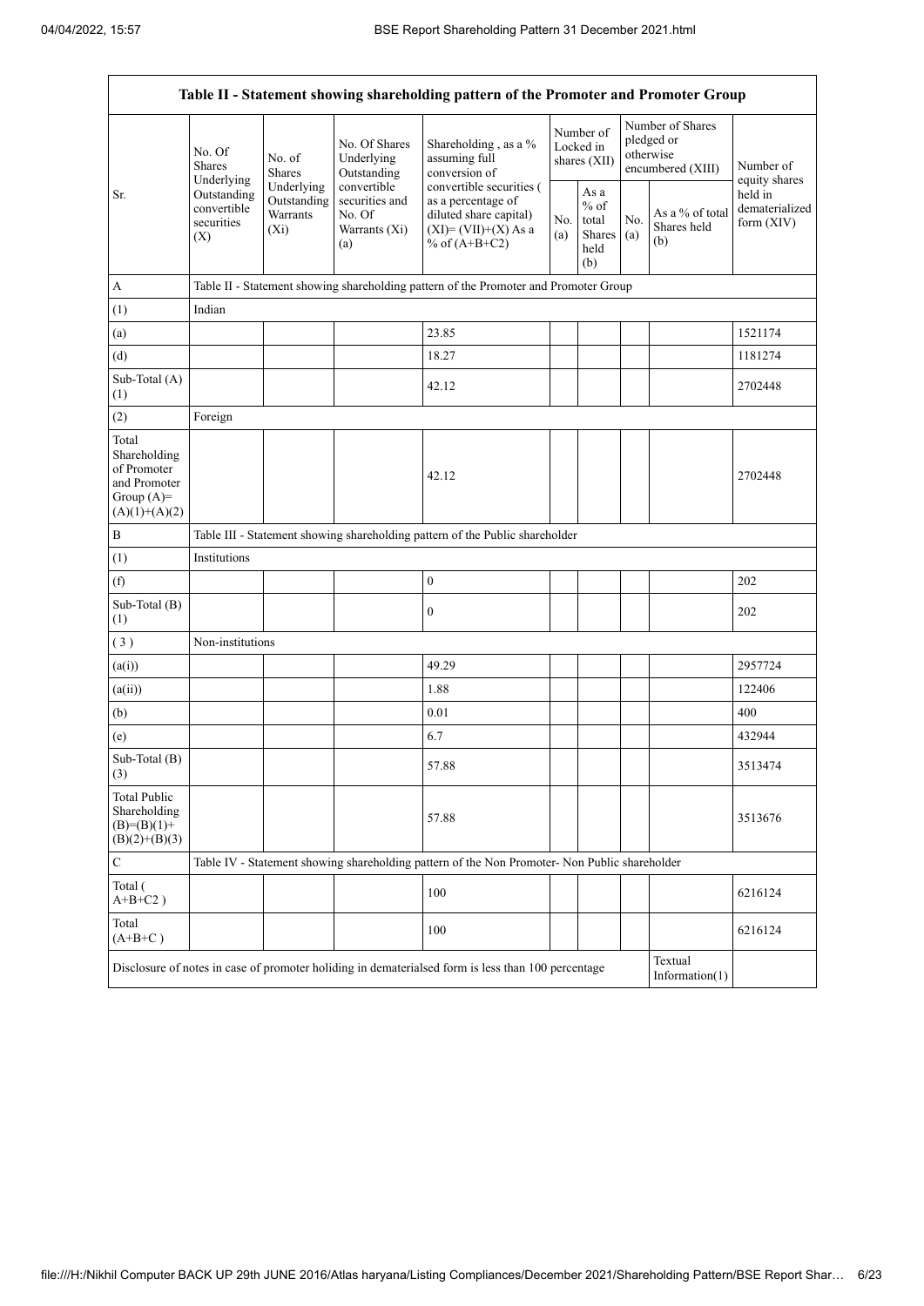| Table II - Statement showing shareholding pattern of the Promoter and Promoter Group | | | | | | | | | |
|---|---|---|---|---|---|---|---|---|---|
| Sr. | No. Of Shares Underlying Outstanding convertible securities (X) | No. of Shares Underlying Outstanding Warrants (Xi) | No. Of Shares Underlying Outstanding convertible securities and No. Of Warrants (Xi) (a) | Shareholding , as a % assuming full conversion of convertible securities ( as a percentage of diluted share capital) (XI)= (VII)+(X) As a % of (A+B+C2) | Number of Locked in shares (XII) | | Number of Shares pledged or otherwise encumbered (XIII) | | Number of equity shares held in dematerialized form (XIV) |
| | | | | | No. (a) | As a % of total Shares held (b) | No. (a) | As a % of total Shares held (b) | |
| A | Table II - Statement showing shareholding pattern of the Promoter and Promoter Group | | | | | | | | |
| (1) | Indian | | | | | | | | |
| (a) | | | | 23.85 | | | | | 1521174 |
| (d) | | | | 18.27 | | | | | 1181274 |
| Sub-Total (A) (1) | | | | 42.12 | | | | | 2702448 |
| (2) | Foreign | | | | | | | | |
| Total Shareholding of Promoter and Promoter Group (A)= (A)(1)+(A)(2) | | | | 42.12 | | | | | 2702448 |
| B | Table III - Statement showing shareholding pattern of the Public shareholder | | | | | | | | |
| (1) | Institutions | | | | | | | | |
| (f) | | | | 0 | | | | | 202 |
| Sub-Total (B) (1) | | | | 0 | | | | | 202 |
| ( 3 ) | Non-institutions | | | | | | | | |
| (a(i)) | | | | 49.29 | | | | | 2957724 |
| (a(ii)) | | | | 1.88 | | | | | 122406 |
| (b) | | | | 0.01 | | | | | 400 |
| (e) | | | | 6.7 | | | | | 432944 |
| Sub-Total (B) (3) | | | | 57.88 | | | | | 3513474 |
| Total Public Shareholding (B)=(B)(1)+(B)(2)+(B)(3) | | | | 57.88 | | | | | 3513676 |
| C | Table IV - Statement showing shareholding pattern of the Non Promoter- Non Public shareholder | | | | | | | | |
| Total ( A+B+C2 ) | | | | 100 | | | | | 6216124 |
| Total (A+B+C ) | | | | 100 | | | | | 6216124 |
| Disclosure of notes in case of promoter holiding in dematerialsed form is less than 100 percentage | | | | | | | | Textual Information(1) | |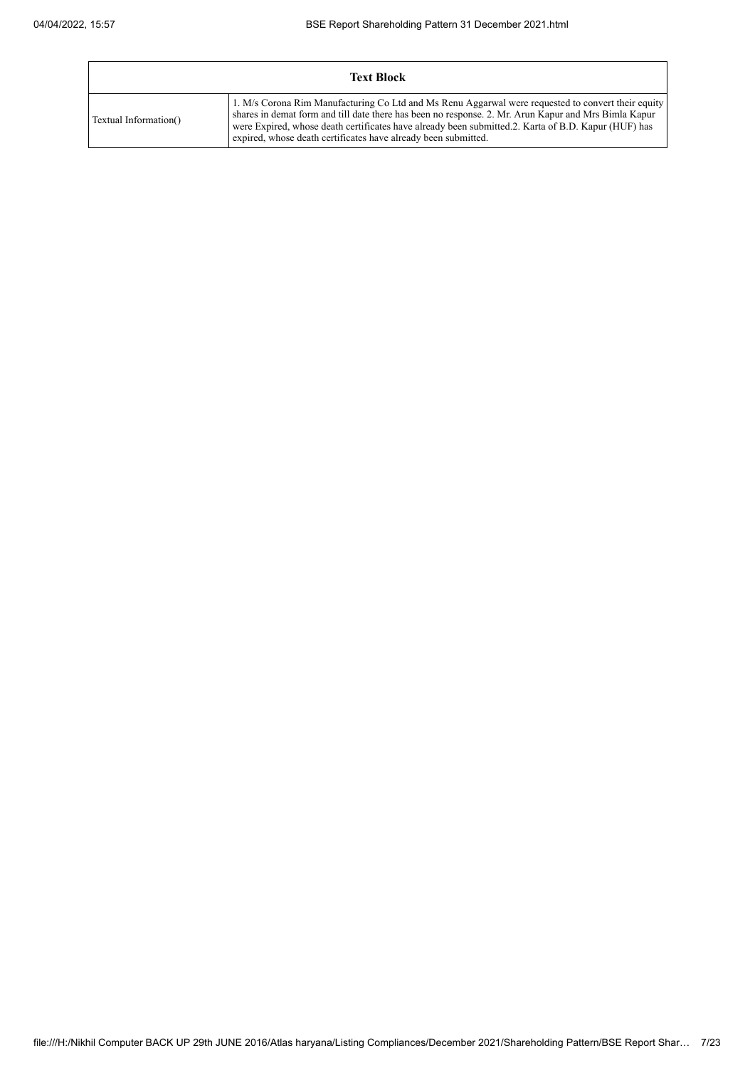| Text Block | |
|---|---|
| Textual Information() | 1. M/s Corona Rim Manufacturing Co Ltd and Ms Renu Aggarwal were requested to convert their equity shares in demat form and till date there has been no response. 2. Mr. Arun Kapur and Mrs Bimla Kapur were Expired, whose death certificates have already been submitted.2. Karta of B.D. Kapur (HUF) has expired, whose death certificates have already been submitted. |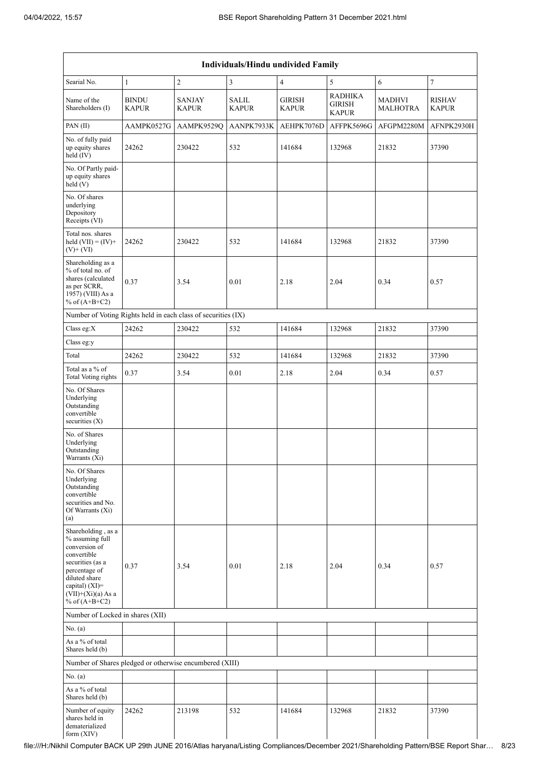| Individuals/Hindu undivided Family | | | | | | | |
|---|---|---|---|---|---|---|---|
| Searial No. | 1 | 2 | 3 | 4 | 5 | 6 | 7 |
| Name of the Shareholders (I) | BINDU KAPUR | SANJAY KAPUR | SALIL KAPUR | GIRISH KAPUR | RADHIKA GIRISH KAPUR | MADHVI MALHOTRA | RISHAV KAPUR |
| PAN (II) | AAMPK0527G | AAMPK9529Q | AANPK7933K | AEHPK7076D | AFFPK5696G | AFGPM2280M | AFNPK2930H |
| No. of fully paid up equity shares held (IV) | 24262 | 230422 | 532 | 141684 | 132968 | 21832 | 37390 |
| No. Of Partly paid-up equity shares held (V) | | | | | | | |
| No. Of shares underlying Depository Receipts (VI) | | | | | | | |
| Total nos. shares held (VII) = (IV)+(V)+ (VI) | 24262 | 230422 | 532 | 141684 | 132968 | 21832 | 37390 |
| Shareholding as a % of total no. of shares (calculated as per SCRR, 1957) (VIII) As a % of (A+B+C2) | 0.37 | 3.54 | 0.01 | 2.18 | 2.04 | 0.34 | 0.57 |
| Number of Voting Rights held in each class of securities (IX) | | | | | | | |
| Class eg:X | 24262 | 230422 | 532 | 141684 | 132968 | 21832 | 37390 |
| Class eg:y | | | | | | | |
| Total | 24262 | 230422 | 532 | 141684 | 132968 | 21832 | 37390 |
| Total as a % of Total Voting rights | 0.37 | 3.54 | 0.01 | 2.18 | 2.04 | 0.34 | 0.57 |
| No. Of Shares Underlying Outstanding convertible securities (X) | | | | | | | |
| No. of Shares Underlying Outstanding Warrants (Xi) | | | | | | | |
| No. Of Shares Underlying Outstanding convertible securities and No. Of Warrants (Xi) (a) | | | | | | | |
| Shareholding , as a % assuming full conversion of convertible securities (as a percentage of diluted share capital) (XI)= (VII)+(Xi)(a) As a % of (A+B+C2) | 0.37 | 3.54 | 0.01 | 2.18 | 2.04 | 0.34 | 0.57 |
| Number of Locked in shares (XII) | | | | | | | |
| No. (a) | | | | | | | |
| As a % of total Shares held (b) | | | | | | | |
| Number of Shares pledged or otherwise encumbered (XIII) | | | | | | | |
| No. (a) | | | | | | | |
| As a % of total Shares held (b) | | | | | | | |
| Number of equity shares held in dematerialized form (XIV) | 24262 | 213198 | 532 | 141684 | 132968 | 21832 | 37390 |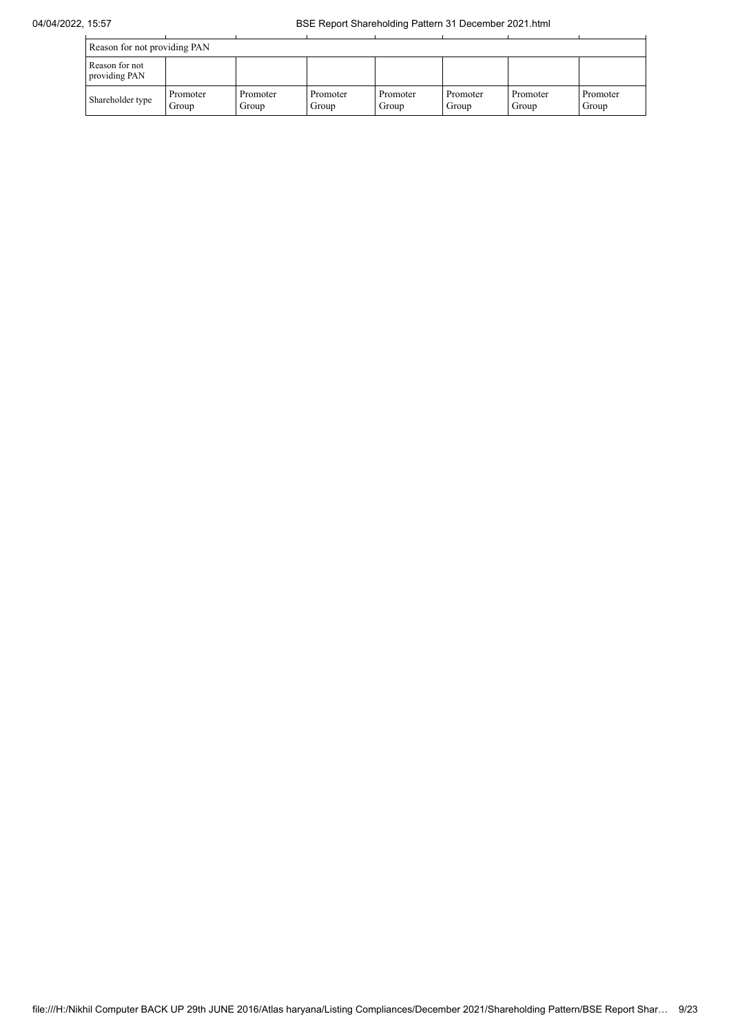| Reason for not providing PAN | | | | | | | |
|---|---|---|---|---|---|---|---|
| Reason for not providing PAN | | | | | | | |
| Shareholder type | Promoter Group | Promoter Group | Promoter Group | Promoter Group | Promoter Group | Promoter Group | Promoter Group |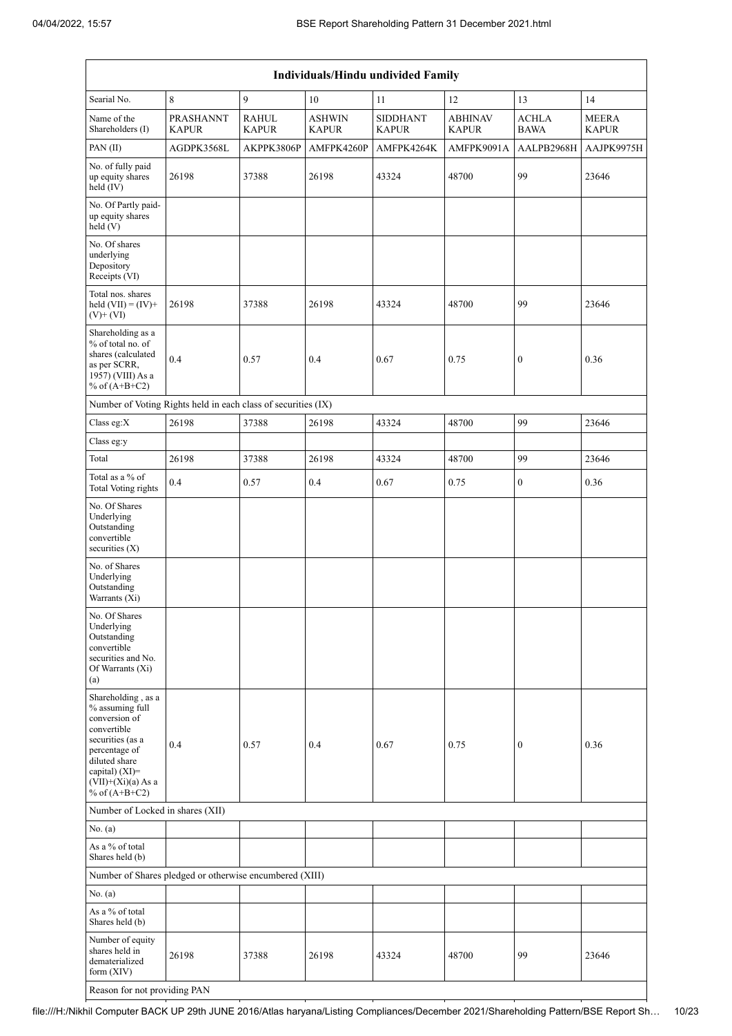| Individuals/Hindu undivided Family | | | | | | | |
|---|---|---|---|---|---|---|---|
| Searial No. | 8 | 9 | 10 | 11 | 12 | 13 | 14 |
| Name of the Shareholders (I) | PRASHANNT KAPUR | RAHUL KAPUR | ASHWIN KAPUR | SIDDHANT KAPUR | ABHINAV KAPUR | ACHLA BAWA | MEERA KAPUR |
| PAN (II) | AGDPK3568L | AKPPK3806P | AMFPK4260P | AMFPK4264K | AMFPK9091A | AALPB2968H | AAJPK9975H |
| No. of fully paid up equity shares held (IV) | 26198 | 37388 | 26198 | 43324 | 48700 | 99 | 23646 |
| No. Of Partly paid-up equity shares held (V) | | | | | | | |
| No. Of shares underlying Depository Receipts (VI) | | | | | | | |
| Total nos. shares held (VII) = (IV)+ (V)+ (VI) | 26198 | 37388 | 26198 | 43324 | 48700 | 99 | 23646 |
| Shareholding as a % of total no. of shares (calculated as per SCRR, 1957) (VIII) As a % of (A+B+C2) | 0.4 | 0.57 | 0.4 | 0.67 | 0.75 | 0 | 0.36 |
| Number of Voting Rights held in each class of securities (IX) | | | | | | | |
| Class eg:X | 26198 | 37388 | 26198 | 43324 | 48700 | 99 | 23646 |
| Class eg:y | | | | | | | |
| Total | 26198 | 37388 | 26198 | 43324 | 48700 | 99 | 23646 |
| Total as a % of Total Voting rights | 0.4 | 0.57 | 0.4 | 0.67 | 0.75 | 0 | 0.36 |
| No. Of Shares Underlying Outstanding convertible securities (X) | | | | | | | |
| No. of Shares Underlying Outstanding Warrants (Xi) | | | | | | | |
| No. Of Shares Underlying Outstanding convertible securities and No. Of Warrants (Xi) (a) | | | | | | | |
| Shareholding , as a % assuming full conversion of convertible securities (as a percentage of diluted share capital) (XI)= (VII)+(Xi)(a) As a % of (A+B+C2) | 0.4 | 0.57 | 0.4 | 0.67 | 0.75 | 0 | 0.36 |
| Number of Locked in shares (XII) | | | | | | | |
| No. (a) | | | | | | | |
| As a % of total Shares held (b) | | | | | | | |
| Number of Shares pledged or otherwise encumbered (XIII) | | | | | | | |
| No. (a) | | | | | | | |
| As a % of total Shares held (b) | | | | | | | |
| Number of equity shares held in dematerialized form (XIV) | 26198 | 37388 | 26198 | 43324 | 48700 | 99 | 23646 |
| Reason for not providing PAN | | | | | | | |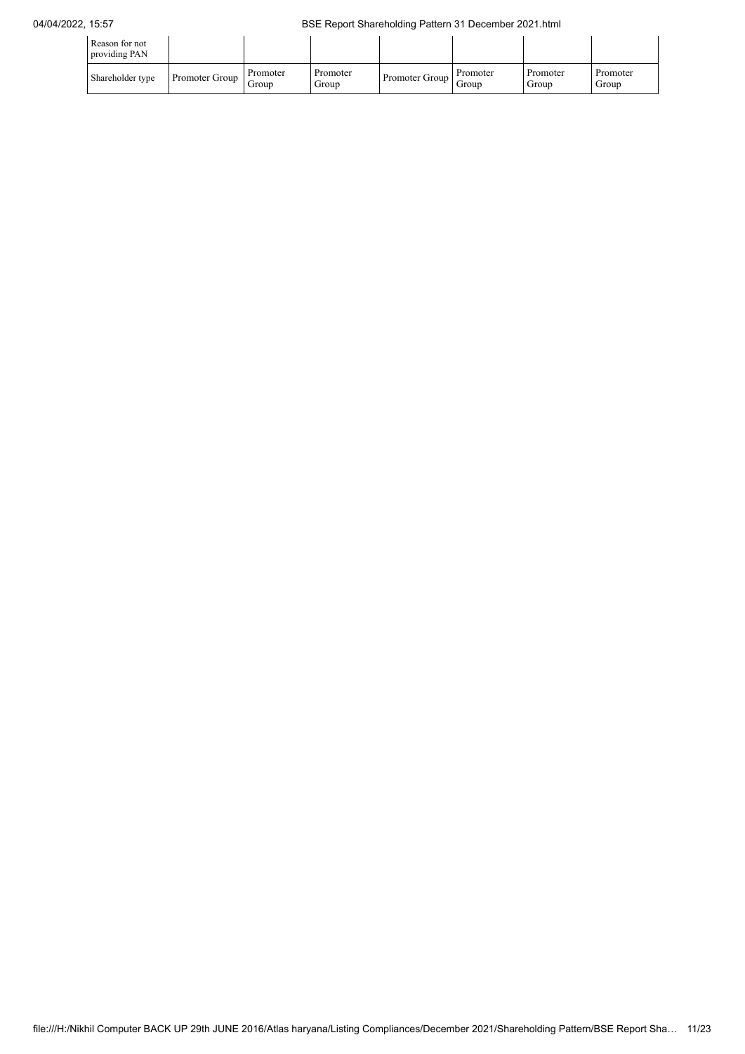| Reason for not providing PAN | | | | | | | |
|---|---|---|---|---|---|---|---|
| Shareholder type | Promoter Group | Promoter Group | Promoter Group | Promoter Group | Promoter Group | Promoter Group | Promoter Group |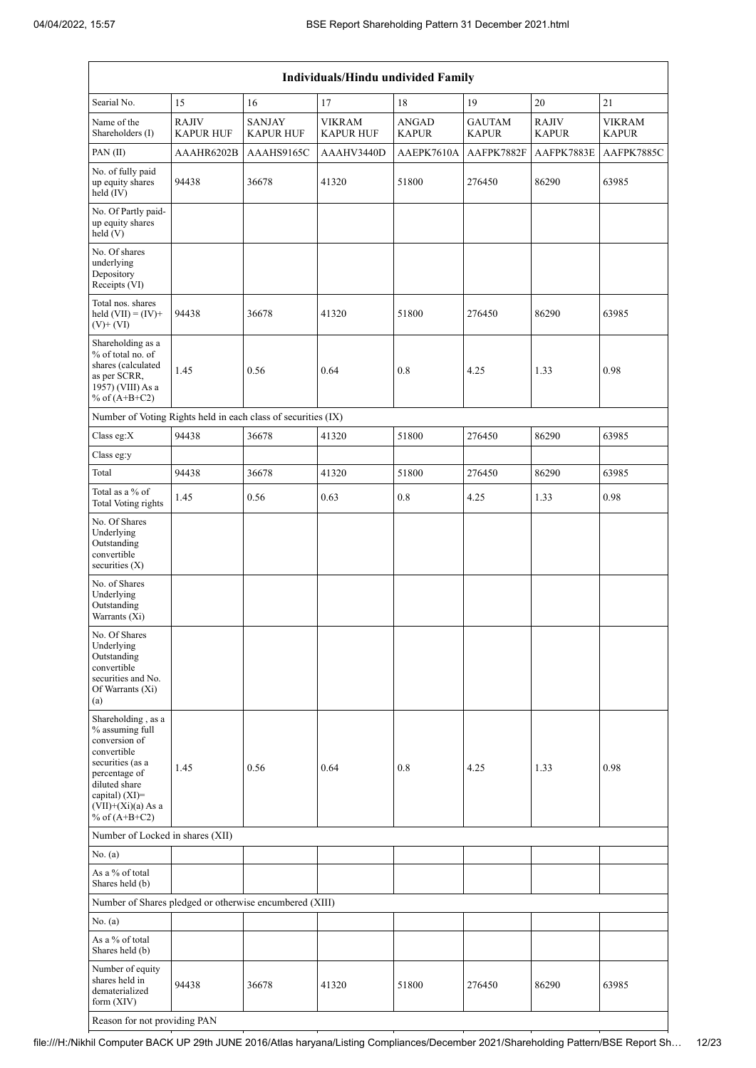| Individuals/Hindu undivided Family | | | | | | | |
|---|---|---|---|---|---|---|---|
| Searial No. | 15 | 16 | 17 | 18 | 19 | 20 | 21 |
| Name of the Shareholders (I) | RAJIV KAPUR HUF | SANJAY KAPUR HUF | VIKRAM KAPUR HUF | ANGAD KAPUR | GAUTAM KAPUR | RAJIV KAPUR | VIKRAM KAPUR |
| PAN (II) | AAAHR6202B | AAAHS9165C | AAAHV3440D | AAEPK7610A | AAFPK7882F | AAFPK7883E | AAFPK7885C |
| No. of fully paid up equity shares held (IV) | 94438 | 36678 | 41320 | 51800 | 276450 | 86290 | 63985 |
| No. Of Partly paid-up equity shares held (V) | | | | | | | |
| No. Of shares underlying Depository Receipts (VI) | | | | | | | |
| Total nos. shares held (VII) = (IV)+ (V)+ (VI) | 94438 | 36678 | 41320 | 51800 | 276450 | 86290 | 63985 |
| Shareholding as a % of total no. of shares (calculated as per SCRR, 1957) (VIII) As a % of (A+B+C2) | 1.45 | 0.56 | 0.64 | 0.8 | 4.25 | 1.33 | 0.98 |
| Number of Voting Rights held in each class of securities (IX) | | | | | | | |
| Class eg:X | 94438 | 36678 | 41320 | 51800 | 276450 | 86290 | 63985 |
| Class eg:y | | | | | | | |
| Total | 94438 | 36678 | 41320 | 51800 | 276450 | 86290 | 63985 |
| Total as a % of Total Voting rights | 1.45 | 0.56 | 0.63 | 0.8 | 4.25 | 1.33 | 0.98 |
| No. Of Shares Underlying Outstanding convertible securities (X) | | | | | | | |
| No. of Shares Underlying Outstanding Warrants (Xi) | | | | | | | |
| No. Of Shares Underlying Outstanding convertible securities and No. Of Warrants (Xi) (a) | | | | | | | |
| Shareholding , as a % assuming full conversion of convertible securities (as a percentage of diluted share capital) (XI)= (VII)+(Xi)(a) As a % of (A+B+C2) | 1.45 | 0.56 | 0.64 | 0.8 | 4.25 | 1.33 | 0.98 |
| Number of Locked in shares (XII) | | | | | | | |
| No. (a) | | | | | | | |
| As a % of total Shares held (b) | | | | | | | |
| Number of Shares pledged or otherwise encumbered (XIII) | | | | | | | |
| No. (a) | | | | | | | |
| As a % of total Shares held (b) | | | | | | | |
| Number of equity shares held in dematerialized form (XIV) | 94438 | 36678 | 41320 | 51800 | 276450 | 86290 | 63985 |
| Reason for not providing PAN | | | | | | | |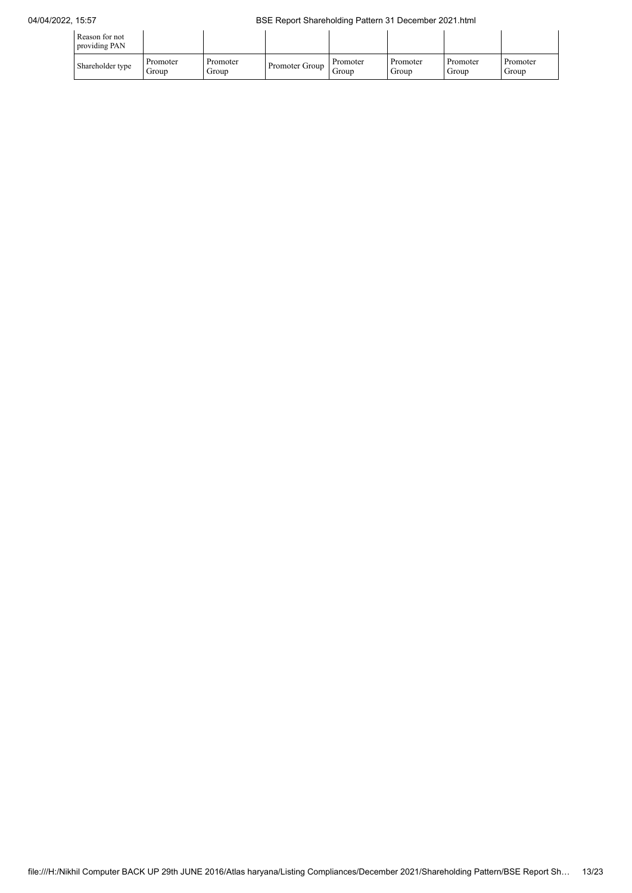| Reason for not providing PAN | | | | | | | |
|---|---|---|---|---|---|---|---|
| Shareholder type | Promoter Group | Promoter Group | Promoter Group | Promoter Group | Promoter Group | Promoter Group | Promoter Group |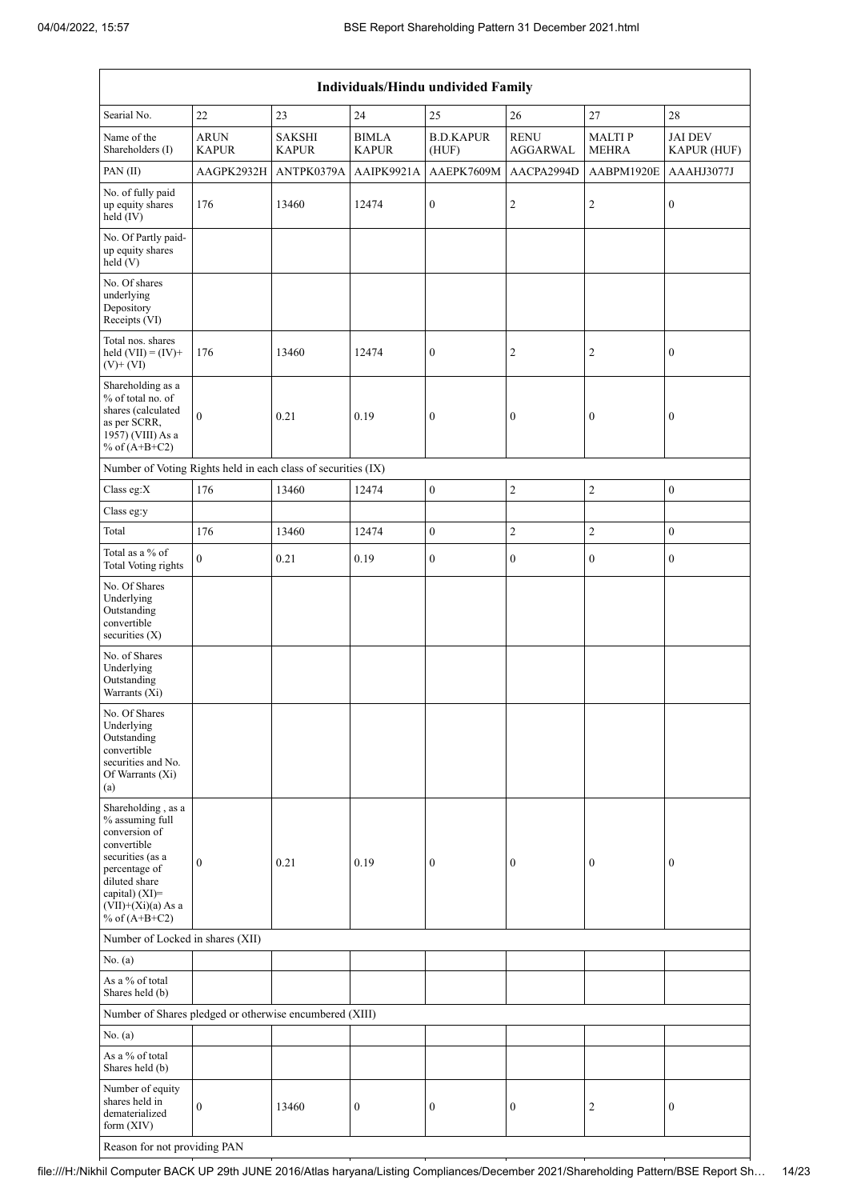| Individuals/Hindu undivided Family | | | | | | | |
|---|---|---|---|---|---|---|---|
| Searial No. | 22 | 23 | 24 | 25 | 26 | 27 | 28 |
| Name of the Shareholders (I) | ARUN KAPUR | SAKSHI KAPUR | BIMLA KAPUR | B.D.KAPUR (HUF) | RENU AGGARWAL | MALTI P MEHRA | JAI DEV KAPUR (HUF) |
| PAN (II) | AAGPK2932H | ANTPK0379A | AAIPK9921A | AAEPK7609M | AACPA2994D | AABPM1920E | AAAHJ3077J |
| No. of fully paid up equity shares held (IV) | 176 | 13460 | 12474 | 0 | 2 | 2 | 0 |
| No. Of Partly paid-up equity shares held (V) | | | | | | | |
| No. Of shares underlying Depository Receipts (VI) | | | | | | | |
| Total nos. shares held (VII) = (IV)+ (V)+ (VI) | 176 | 13460 | 12474 | 0 | 2 | 2 | 0 |
| Shareholding as a % of total no. of shares (calculated as per SCRR, 1957) (VIII) As a % of (A+B+C2) | 0 | 0.21 | 0.19 | 0 | 0 | 0 | 0 |
| Number of Voting Rights held in each class of securities (IX) | | | | | | | |
| Class eg:X | 176 | 13460 | 12474 | 0 | 2 | 2 | 0 |
| Class eg:y | | | | | | | |
| Total | 176 | 13460 | 12474 | 0 | 2 | 2 | 0 |
| Total as a % of Total Voting rights | 0 | 0.21 | 0.19 | 0 | 0 | 0 | 0 |
| No. Of Shares Underlying Outstanding convertible securities (X) | | | | | | | |
| No. of Shares Underlying Outstanding Warrants (Xi) | | | | | | | |
| No. Of Shares Underlying Outstanding convertible securities and No. Of Warrants (Xi) (a) | | | | | | | |
| Shareholding , as a % assuming full conversion of convertible securities (as a percentage of diluted share capital) (XI)= (VII)+(Xi)(a) As a % of (A+B+C2) | 0 | 0.21 | 0.19 | 0 | 0 | 0 | 0 |
| Number of Locked in shares (XII) | | | | | | | |
| No. (a) | | | | | | | |
| As a % of total Shares held (b) | | | | | | | |
| Number of Shares pledged or otherwise encumbered (XIII) | | | | | | | |
| No. (a) | | | | | | | |
| As a % of total Shares held (b) | | | | | | | |
| Number of equity shares held in dematerialized form (XIV) | 0 | 13460 | 0 | 0 | 0 | 2 | 0 |
| Reason for not providing PAN | | | | | | | |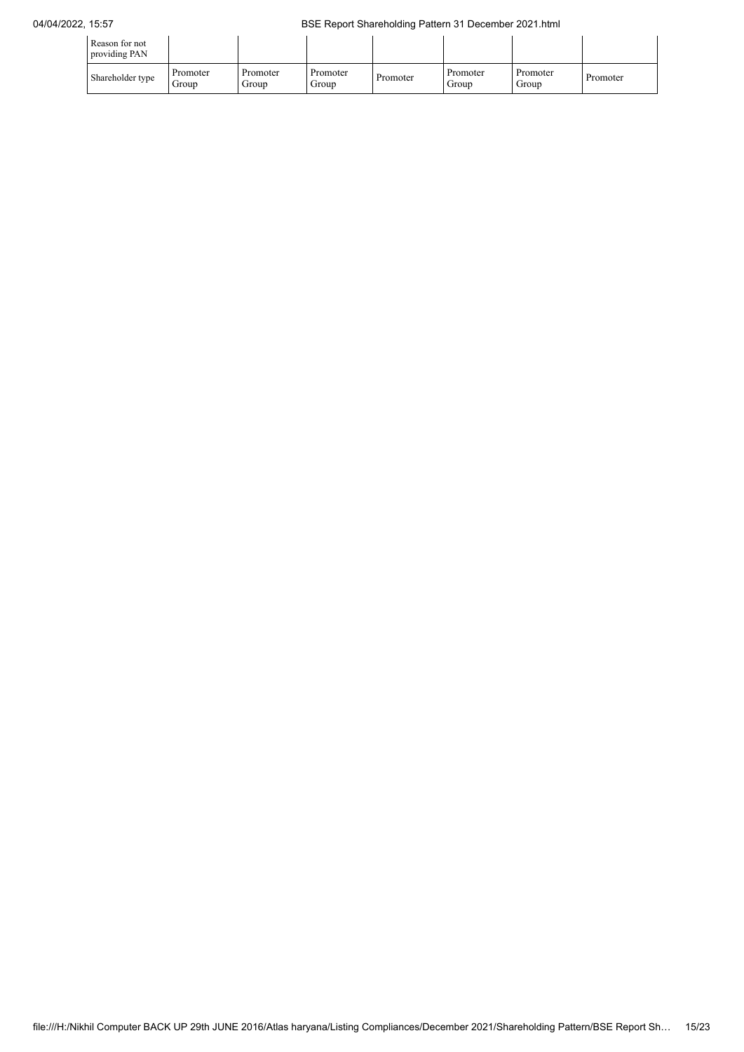| Reason for not providing PAN | | | | | | | |
|---|---|---|---|---|---|---|---|
| Shareholder type | Promoter Group | Promoter Group | Promoter Group | Promoter | Promoter Group | Promoter Group | Promoter |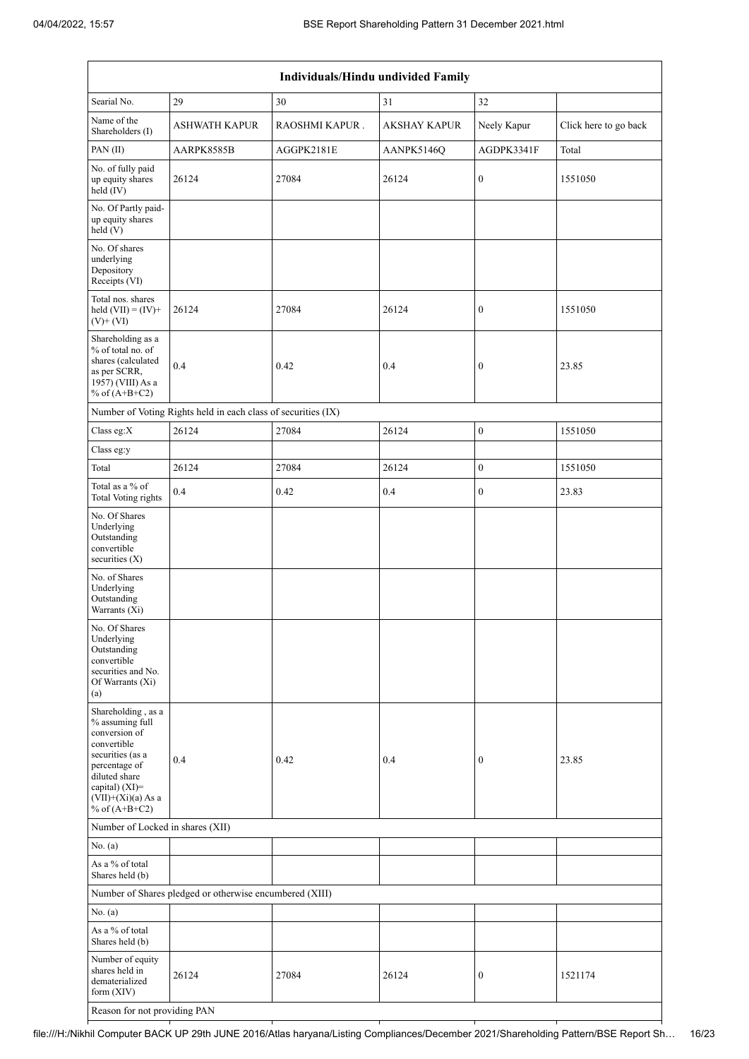| Individuals/Hindu undivided Family | | | | | |
|---|---|---|---|---|---|
| Searial No. | 29 | 30 | 31 | 32 | |
| Name of the Shareholders (I) | ASHWATH KAPUR | RAOSHMI KAPUR . | AKSHAY KAPUR | Neely Kapur | Click here to go back |
| PAN (II) | AARPK8585B | AGGPK2181E | AANPK5146Q | AGDPK3341F | Total |
| No. of fully paid up equity shares held (IV) | 26124 | 27084 | 26124 | 0 | 1551050 |
| No. Of Partly paid-up equity shares held (V) | | | | | |
| No. Of shares underlying Depository Receipts (VI) | | | | | |
| Total nos. shares held (VII) = (IV)+(V)+ (VI) | 26124 | 27084 | 26124 | 0 | 1551050 |
| Shareholding as a % of total no. of shares (calculated as per SCRR, 1957) (VIII) As a % of (A+B+C2) | 0.4 | 0.42 | 0.4 | 0 | 23.85 |
| Number of Voting Rights held in each class of securities (IX) | | | | | |
| Class eg:X | 26124 | 27084 | 26124 | 0 | 1551050 |
| Class eg:y | | | | | |
| Total | 26124 | 27084 | 26124 | 0 | 1551050 |
| Total as a % of Total Voting rights | 0.4 | 0.42 | 0.4 | 0 | 23.83 |
| No. Of Shares Underlying Outstanding convertible securities (X) | | | | | |
| No. of Shares Underlying Outstanding Warrants (Xi) | | | | | |
| No. Of Shares Underlying Outstanding convertible securities and No. Of Warrants (Xi) (a) | | | | | |
| Shareholding , as a % assuming full conversion of convertible securities (as a percentage of diluted share capital) (XI)= (VII)+(Xi)(a) As a % of (A+B+C2) | 0.4 | 0.42 | 0.4 | 0 | 23.85 |
| Number of Locked in shares (XII) | | | | | |
| No. (a) | | | | | |
| As a % of total Shares held (b) | | | | | |
| Number of Shares pledged or otherwise encumbered (XIII) | | | | | |
| No. (a) | | | | | |
| As a % of total Shares held (b) | | | | | |
| Number of equity shares held in dematerialized form (XIV) | 26124 | 27084 | 26124 | 0 | 1521174 |
| Reason for not providing PAN | | | | | |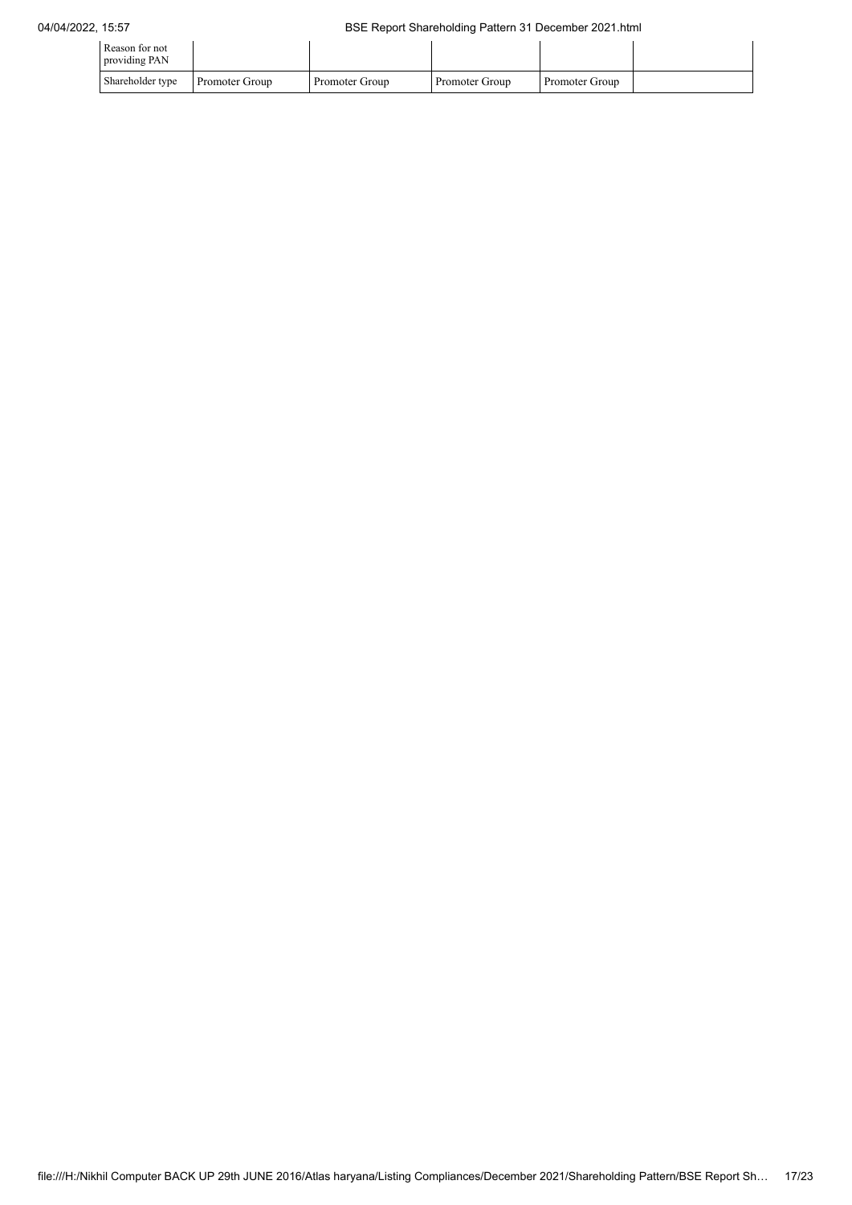| | | | | | |
|---|---|---|---|---|---|
| Reason for not providing PAN | | | | | |
| Shareholder type | Promoter Group | Promoter Group | Promoter Group | Promoter Group | |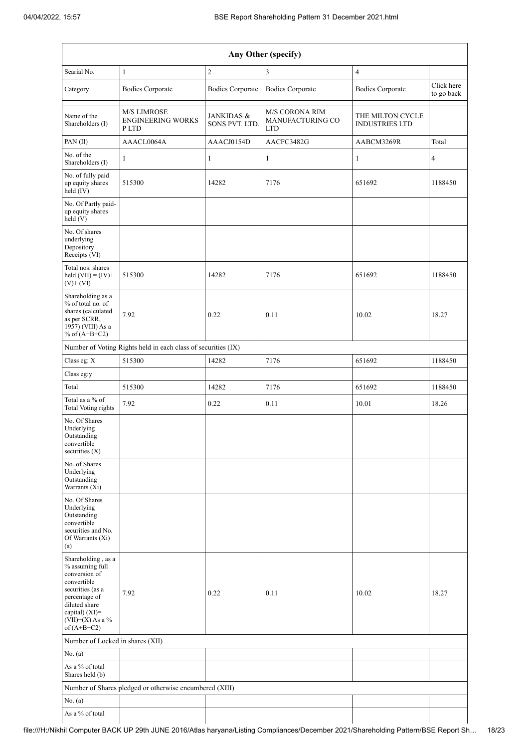| Any Other (specify) | | | | | |
|---|---|---|---|---|---|
| Searial No. | 1 | 2 | 3 | 4 | |
| Category | Bodies Corporate | Bodies Corporate | Bodies Corporate | Bodies Corporate | Click here to go back |
| Name of the Shareholders (I) | M/S LIMROSE ENGINEERING WORKS P LTD | JANKIDAS & SONS PVT. LTD. | M/S CORONA RIM MANUFACTURING CO LTD | THE MILTON CYCLE INDUSTRIES LTD | |
| PAN (II) | AAACL0064A | AAACJ0154D | AACFC3482G | AABCM3269R | Total |
| No. of the Shareholders (I) | 1 | 1 | 1 | 1 | 4 |
| No. of fully paid up equity shares held (IV) | 515300 | 14282 | 7176 | 651692 | 1188450 |
| No. Of Partly paid-up equity shares held (V) | | | | | |
| No. Of shares underlying Depository Receipts (VI) | | | | | |
| Total nos. shares held (VII) = (IV)+ (V)+ (VI) | 515300 | 14282 | 7176 | 651692 | 1188450 |
| Shareholding as a % of total no. of shares (calculated as per SCRR, 1957) (VIII) As a % of (A+B+C2) | 7.92 | 0.22 | 0.11 | 10.02 | 18.27 |
| Number of Voting Rights held in each class of securities (IX) | | | | | |
| Class eg: X | 515300 | 14282 | 7176 | 651692 | 1188450 |
| Class eg:y | | | | | |
| Total | 515300 | 14282 | 7176 | 651692 | 1188450 |
| Total as a % of Total Voting rights | 7.92 | 0.22 | 0.11 | 10.01 | 18.26 |
| No. Of Shares Underlying Outstanding convertible securities (X) | | | | | |
| No. of Shares Underlying Outstanding Warrants (Xi) | | | | | |
| No. Of Shares Underlying Outstanding convertible securities and No. Of Warrants (Xi) (a) | | | | | |
| Shareholding , as a % assuming full conversion of convertible securities (as a percentage of diluted share capital) (XI)= (VII)+(X) As a % of (A+B+C2) | 7.92 | 0.22 | 0.11 | 10.02 | 18.27 |
| Number of Locked in shares (XII) | | | | | |
| No. (a) | | | | | |
| As a % of total Shares held (b) | | | | | |
| Number of Shares pledged or otherwise encumbered (XIII) | | | | | |
| No. (a) | | | | | |
| As a % of total | | | | | |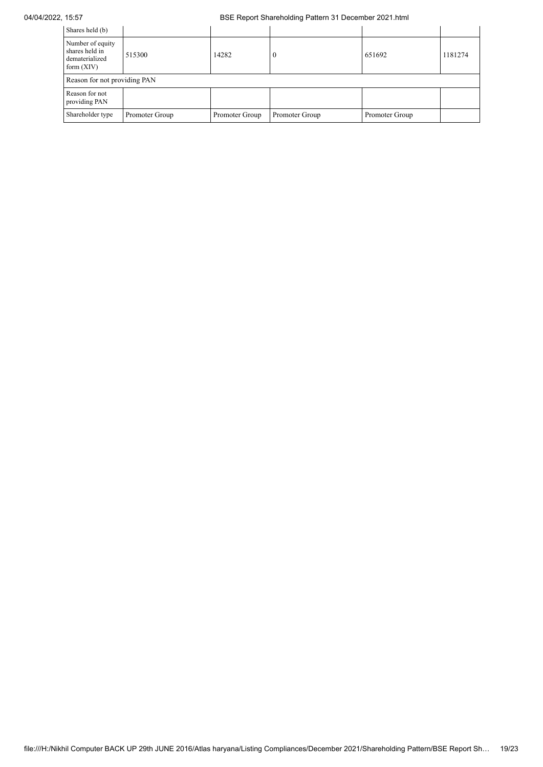| Shares held (b) | | | | | |
|---|---|---|---|---|---|
| Number of equity shares held in dematerialized form (XIV) | 515300 | 14282 | 0 | 651692 | 1181274 |
| Reason for not providing PAN | | | | | |
| Reason for not providing PAN | | | | | |
| Shareholder type | Promoter Group | Promoter Group | Promoter Group | Promoter Group | |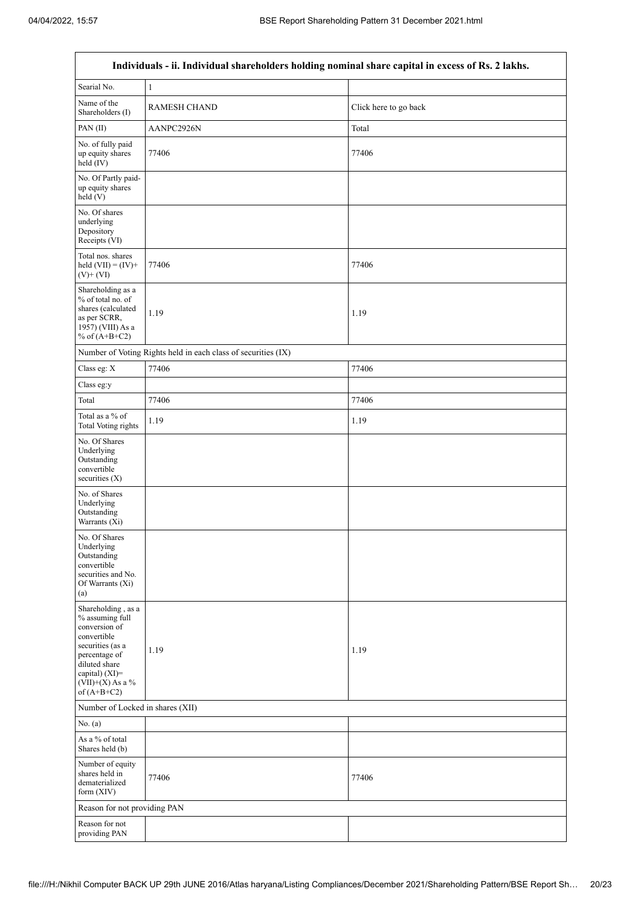| Individuals - ii. Individual shareholders holding nominal share capital in excess of Rs. 2 lakhs. | | |
|---|---|---|
| Searial No. | 1 | |
| Name of the Shareholders (I) | RAMESH CHAND | Click here to go back |
| PAN (II) | AANPC2926N | Total |
| No. of fully paid up equity shares held (IV) | 77406 | 77406 |
| No. Of Partly paid-up equity shares held (V) | | |
| No. Of shares underlying Depository Receipts (VI) | | |
| Total nos. shares held (VII) = (IV)+ (V)+ (VI) | 77406 | 77406 |
| Shareholding as a % of total no. of shares (calculated as per SCRR, 1957) (VIII) As a % of (A+B+C2) | 1.19 | 1.19 |
| Number of Voting Rights held in each class of securities (IX) | | |
| Class eg: X | 77406 | 77406 |
| Class eg:y | | |
| Total | 77406 | 77406 |
| Total as a % of Total Voting rights | 1.19 | 1.19 |
| No. Of Shares Underlying Outstanding convertible securities (X) | | |
| No. of Shares Underlying Outstanding Warrants (Xi) | | |
| No. Of Shares Underlying Outstanding convertible securities and No. Of Warrants (Xi) (a) | | |
| Shareholding , as a % assuming full conversion of convertible securities (as a percentage of diluted share capital) (XI)= (VII)+(X) As a % of (A+B+C2) | 1.19 | 1.19 |
| Number of Locked in shares (XII) | | |
| No. (a) | | |
| As a % of total Shares held (b) | | |
| Number of equity shares held in dematerialized form (XIV) | 77406 | 77406 |
| Reason for not providing PAN | | |
| Reason for not providing PAN | | |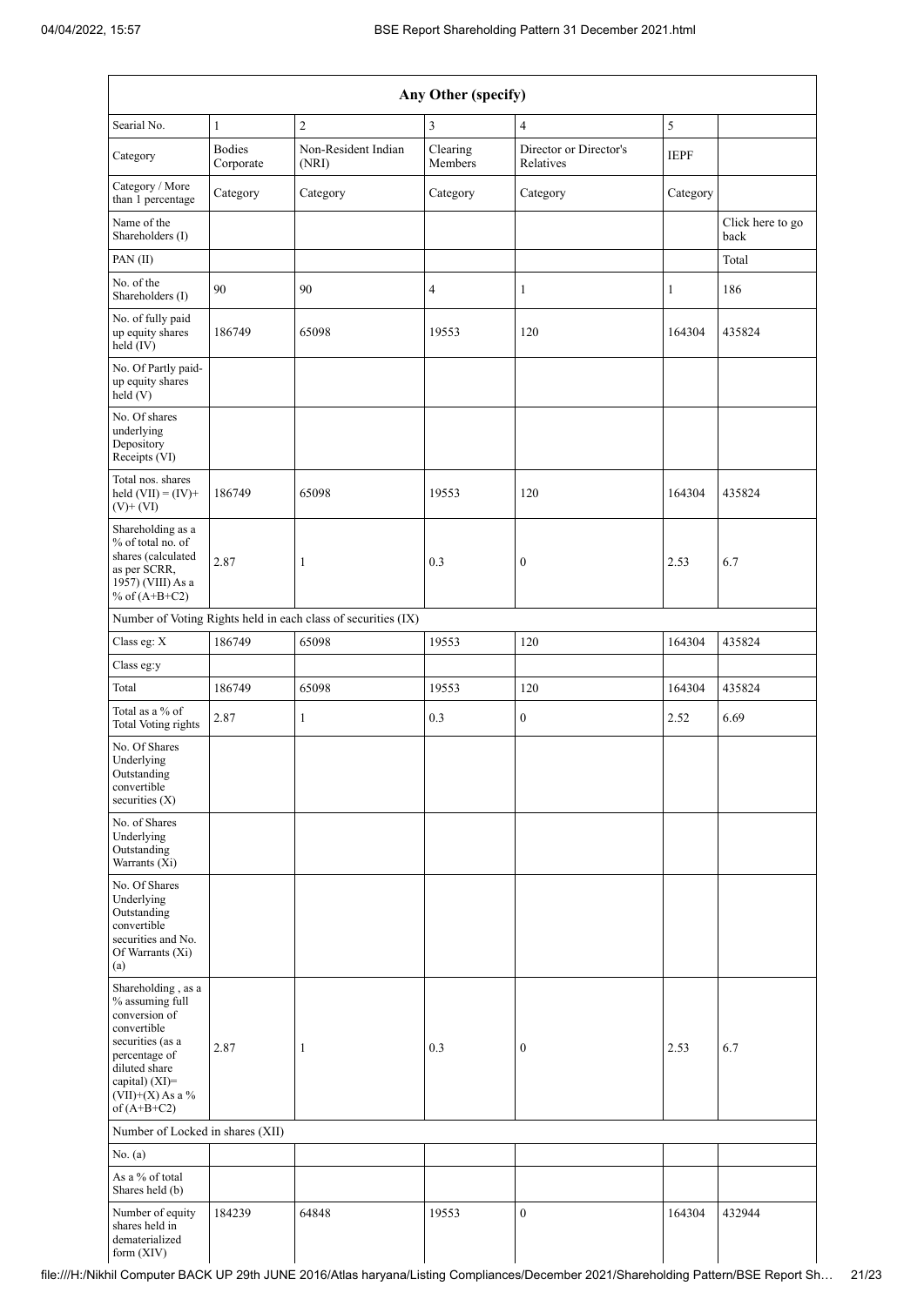| Any Other (specify) | | | | | | |
|---|---|---|---|---|---|---|
| Searial No. | 1 | 2 | 3 | 4 | 5 | |
| Category | Bodies Corporate | Non-Resident Indian (NRI) | Clearing Members | Director or Director's Relatives | IEPF | |
| Category / More than 1 percentage | Category | Category | Category | Category | Category | |
| Name of the Shareholders (I) | | | | | | Click here to go back |
| PAN (II) | | | | | | Total |
| No. of the Shareholders (I) | 90 | 90 | 4 | 1 | 1 | 186 |
| No. of fully paid up equity shares held (IV) | 186749 | 65098 | 19553 | 120 | 164304 | 435824 |
| No. Of Partly paid-up equity shares held (V) | | | | | | |
| No. Of shares underlying Depository Receipts (VI) | | | | | | |
| Total nos. shares held (VII) = (IV)+ (V)+ (VI) | 186749 | 65098 | 19553 | 120 | 164304 | 435824 |
| Shareholding as a % of total no. of shares (calculated as per SCRR, 1957) (VIII) As a % of (A+B+C2) | 2.87 | 1 | 0.3 | 0 | 2.53 | 6.7 |
| Number of Voting Rights held in each class of securities (IX) | | | | | | |
| Class eg: X | 186749 | 65098 | 19553 | 120 | 164304 | 435824 |
| Class eg:y | | | | | | |
| Total | 186749 | 65098 | 19553 | 120 | 164304 | 435824 |
| Total as a % of Total Voting rights | 2.87 | 1 | 0.3 | 0 | 2.52 | 6.69 |
| No. Of Shares Underlying Outstanding convertible securities (X) | | | | | | |
| No. of Shares Underlying Outstanding Warrants (Xi) | | | | | | |
| No. Of Shares Underlying Outstanding convertible securities and No. Of Warrants (Xi) (a) | | | | | | |
| Shareholding , as a % assuming full conversion of convertible securities (as a percentage of diluted share capital) (XI)= (VII)+(X) As a % of (A+B+C2) | 2.87 | 1 | 0.3 | 0 | 2.53 | 6.7 |
| Number of Locked in shares (XII) | | | | | | |
| No. (a) | | | | | | |
| As a % of total Shares held (b) | | | | | | |
| Number of equity shares held in dematerialized form (XIV) | 184239 | 64848 | 19553 | 0 | 164304 | 432944 |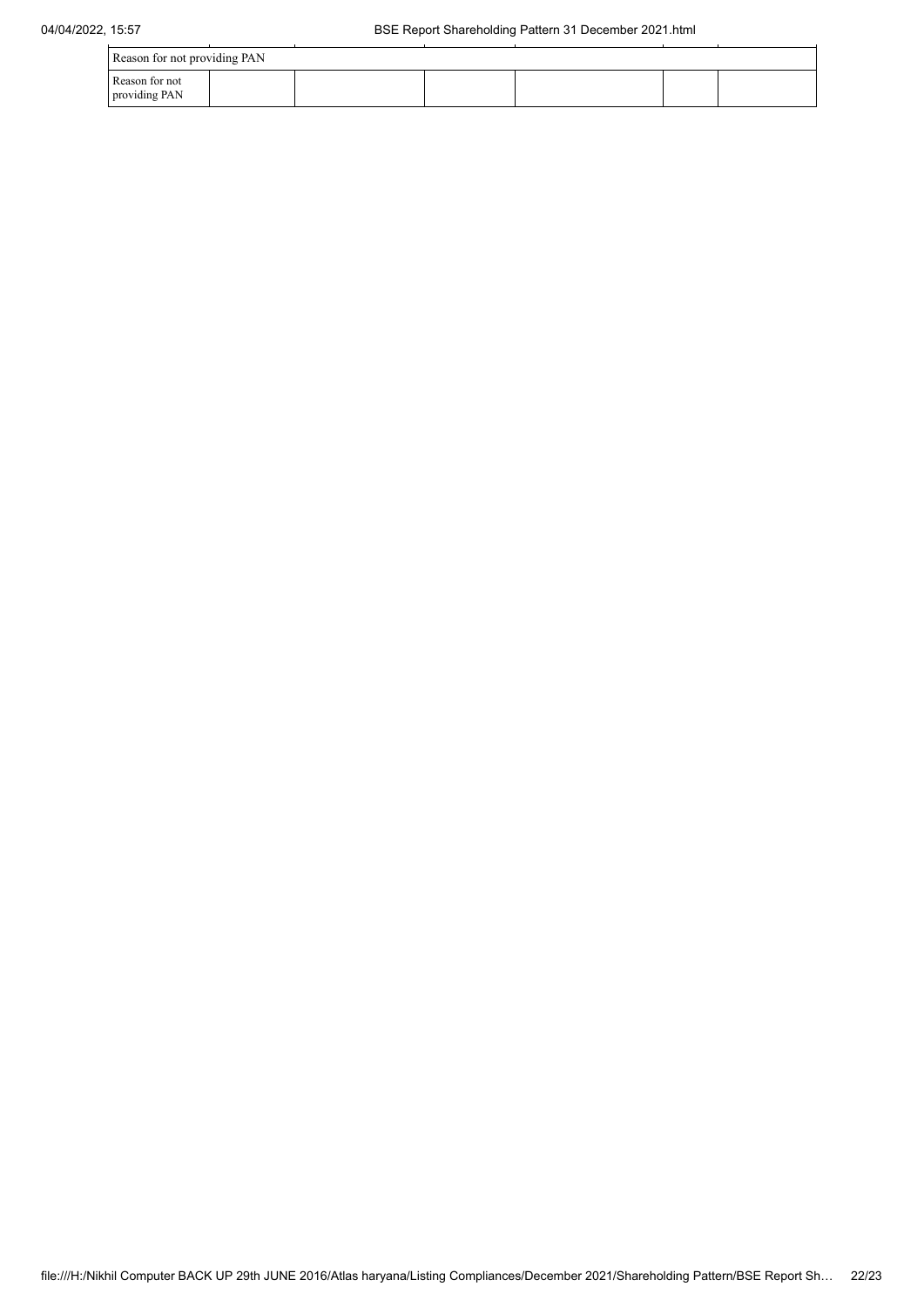| Reason for not providing PAN | | | | | | |
|---|---|---|---|---|---|---|
| Reason for not providing PAN | | | | | | |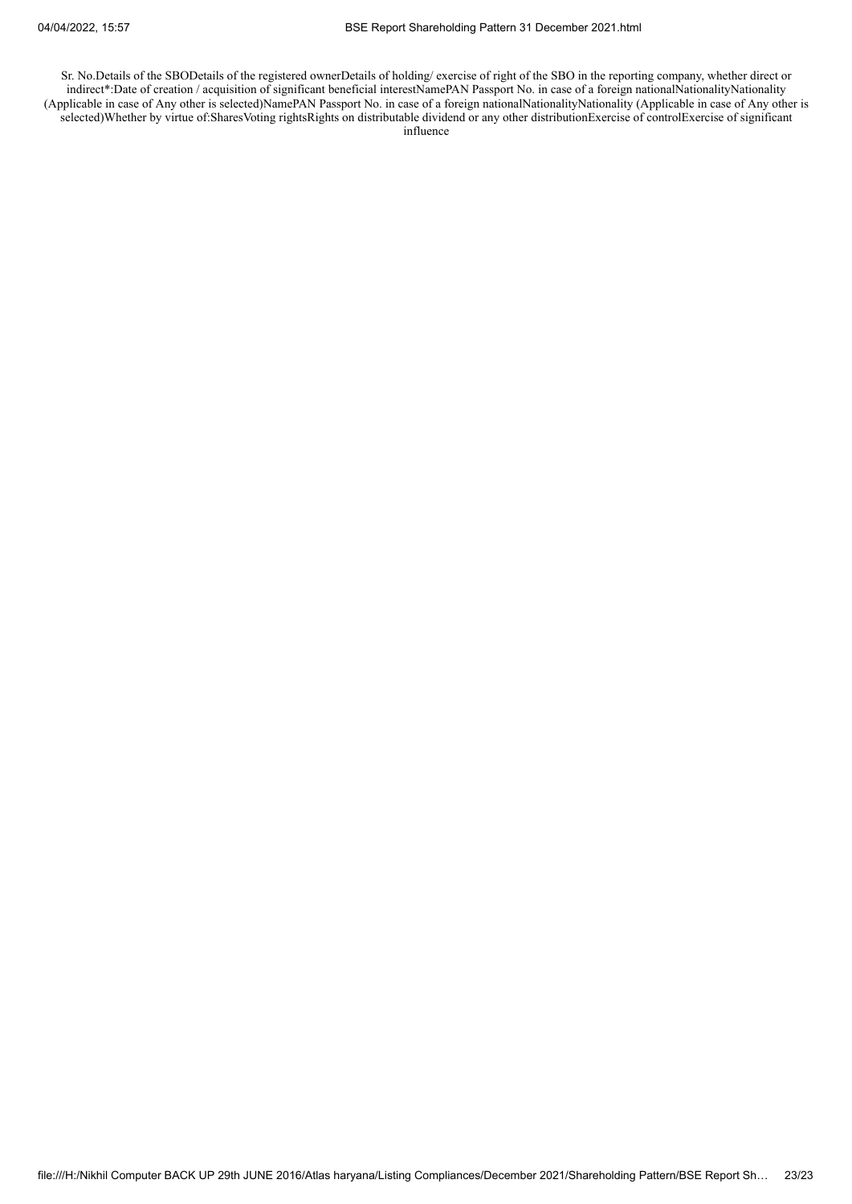Sr. No.Details of the SBODetails of the registered ownerDetails of holding/ exercise of right of the SBO in the reporting company, whether direct or indirect*:Date of creation / acquisition of significant beneficial interestNamePAN Passport No. in case of a foreign nationalNationalityNationality (Applicable in case of Any other is selected)NamePAN Passport No. in case of a foreign nationalNationalityNationality (Applicable in case of Any other is selected)Whether by virtue of:SharesVoting rightsRights on distributable dividend or any other distributionExercise of controlExercise of significant influence